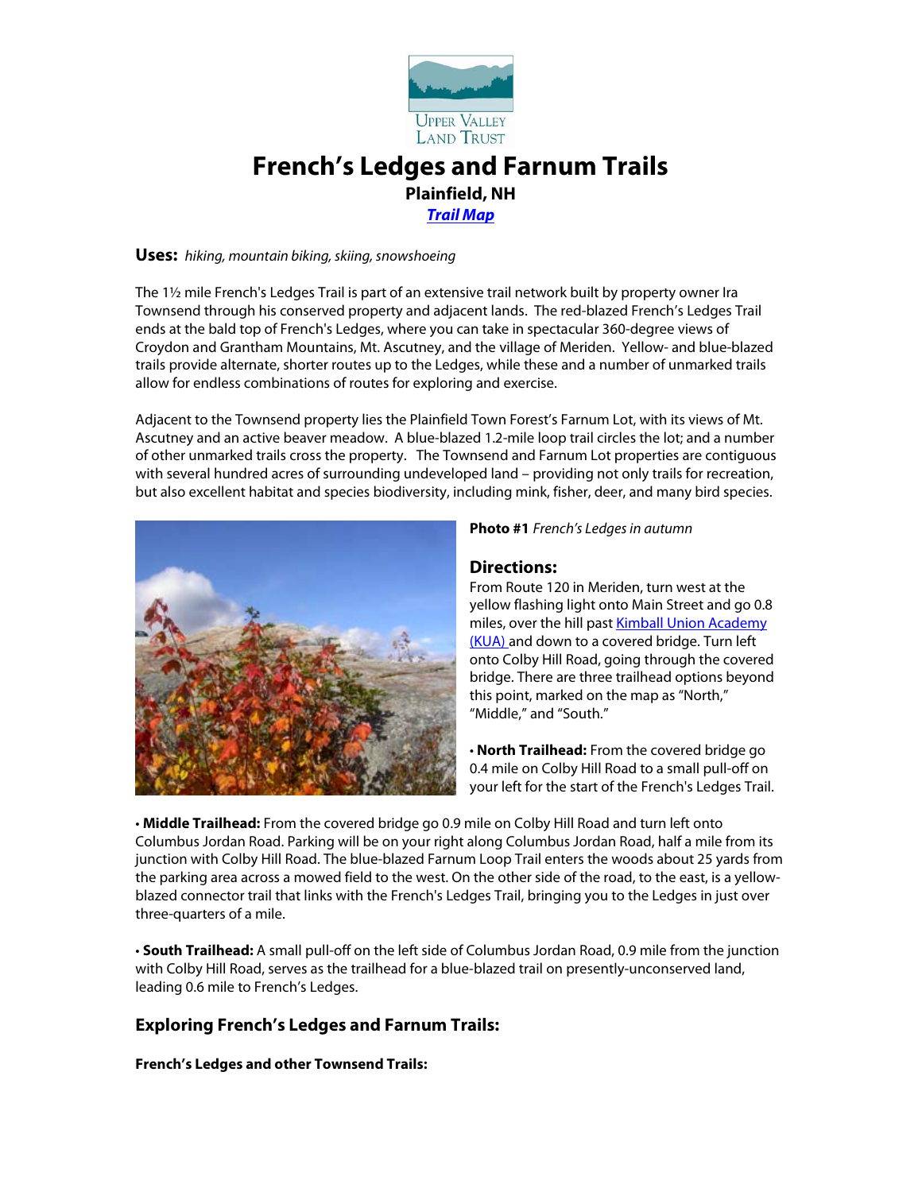Upper Valley Land Trust

# French's Ledges and Farnum Trails

**Plainfield, NH**

[***Trail Map***]

**Uses:** *hiking, mountain biking, skiing, snowshoeing*

The 1½ mile French's Ledges Trail is part of an extensive trail network built by property owner Ira Townsend through his conserved property and adjacent lands. The red-blazed French's Ledges Trail ends at the bald top of French's Ledges, where you can take in spectacular 360-degree views of Croydon and Grantham Mountains, Mt. Ascutney, and the village of Meriden. Yellow- and blue-blazed trails provide alternate, shorter routes up to the Ledges, while these and a number of unmarked trails allow for endless combinations of routes for exploring and exercise.

Adjacent to the Townsend property lies the Plainfield Town Forest's Farnum Lot, with its views of Mt. Ascutney and an active beaver meadow. A blue-blazed 1.2-mile loop trail circles the lot; and a number of other unmarked trails cross the property. The Townsend and Farnum Lot properties are contiguous with several hundred acres of surrounding undeveloped land – providing not only trails for recreation, but also excellent habitat and species biodiversity, including mink, fisher, deer, and many bird species.

**Photo #1** *French's Ledges in autumn*

## Directions:

From Route 120 in Meriden, turn west at the yellow flashing light onto Main Street and go 0.8 miles, over the hill past Kimball Union Academy (KUA) and down to a covered bridge. Turn left onto Colby Hill Road, going through the covered bridge. There are three trailhead options beyond this point, marked on the map as "North," "Middle," and "South."

• **North Trailhead:** From the covered bridge go 0.4 mile on Colby Hill Road to a small pull-off on your left for the start of the French's Ledges Trail.

• **Middle Trailhead:** From the covered bridge go 0.9 mile on Colby Hill Road and turn left onto Columbus Jordan Road. Parking will be on your right along Columbus Jordan Road, half a mile from its junction with Colby Hill Road. The blue-blazed Farnum Loop Trail enters the woods about 25 yards from the parking area across a mowed field to the west. On the other side of the road, to the east, is a yellow-blazed connector trail that links with the French's Ledges Trail, bringing you to the Ledges in just over three-quarters of a mile.

• **South Trailhead:** A small pull-off on the left side of Columbus Jordan Road, 0.9 mile from the junction with Colby Hill Road, serves as the trailhead for a blue-blazed trail on presently-unconserved land, leading 0.6 mile to French's Ledges.

## Exploring French's Ledges and Farnum Trails:

**French's Ledges and other Townsend Trails:**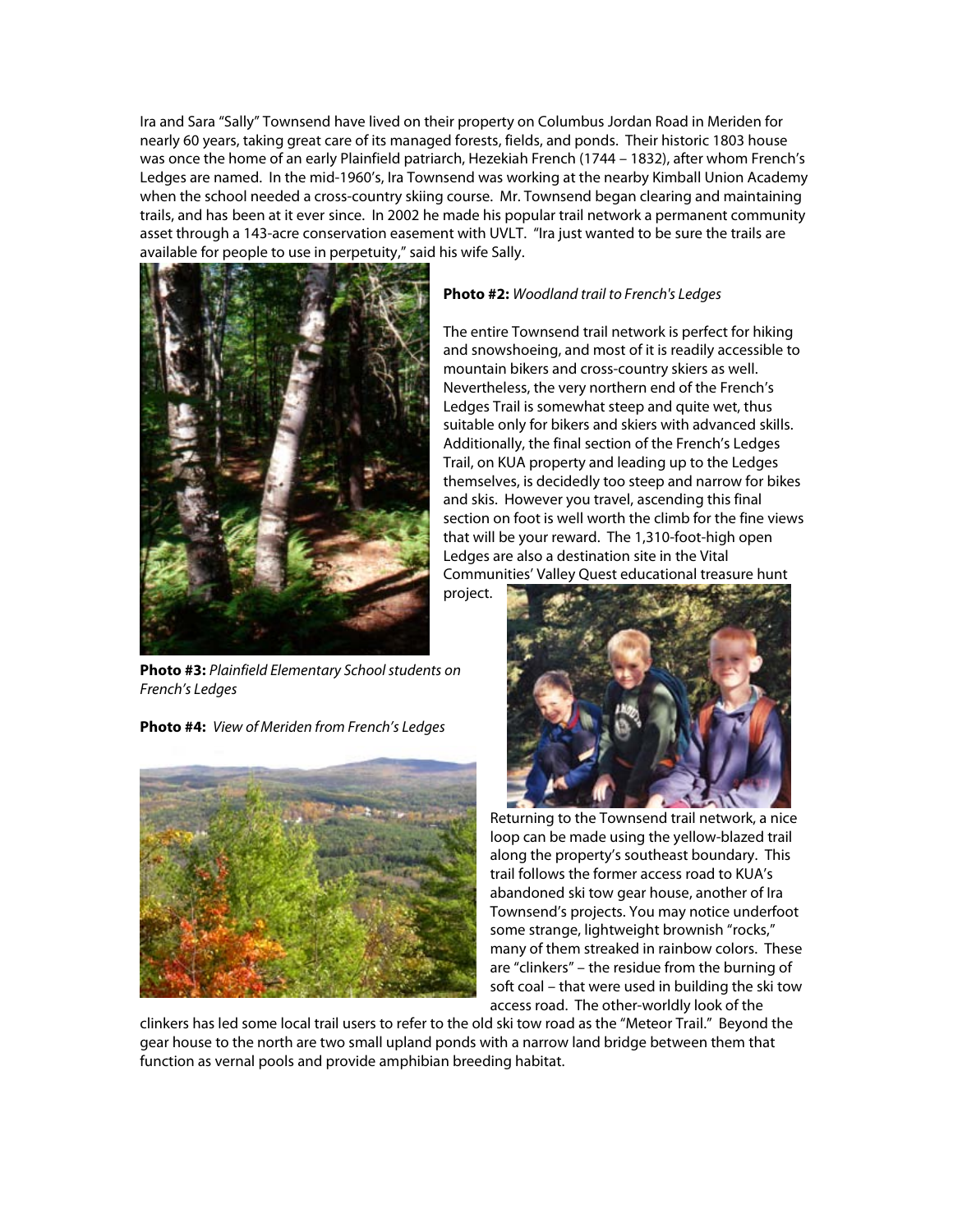Ira and Sara "Sally" Townsend have lived on their property on Columbus Jordan Road in Meriden for nearly 60 years, taking great care of its managed forests, fields, and ponds. Their historic 1803 house was once the home of an early Plainfield patriarch, Hezekiah French (1744 – 1832), after whom French's Ledges are named. In the mid-1960's, Ira Townsend was working at the nearby Kimball Union Academy when the school needed a cross-country skiing course. Mr. Townsend began clearing and maintaining trails, and has been at it ever since. In 2002 he made his popular trail network a permanent community asset through a 143-acre conservation easement with UVLT. "Ira just wanted to be sure the trails are available for people to use in perpetuity," said his wife Sally.

**Photo #2:** *Woodland trail to French's Ledges*

The entire Townsend trail network is perfect for hiking and snowshoeing, and most of it is readily accessible to mountain bikers and cross-country skiers as well. Nevertheless, the very northern end of the French's Ledges Trail is somewhat steep and quite wet, thus suitable only for bikers and skiers with advanced skills. Additionally, the final section of the French's Ledges Trail, on KUA property and leading up to the Ledges themselves, is decidedly too steep and narrow for bikes and skis. However you travel, ascending this final section on foot is well worth the climb for the fine views that will be your reward. The 1,310-foot-high open Ledges are also a destination site in the Vital Communities' Valley Quest educational treasure hunt project.

**Photo #3:** *Plainfield Elementary School students on French's Ledges*

**Photo #4:** *View of Meriden from French's Ledges*

Returning to the Townsend trail network, a nice loop can be made using the yellow-blazed trail along the property's southeast boundary. This trail follows the former access road to KUA's abandoned ski tow gear house, another of Ira Townsend's projects. You may notice underfoot some strange, lightweight brownish "rocks," many of them streaked in rainbow colors. These are "clinkers" – the residue from the burning of soft coal – that were used in building the ski tow access road. The other-worldly look of the clinkers has led some local trail users to refer to the old ski tow road as the "Meteor Trail." Beyond the gear house to the north are two small upland ponds with a narrow land bridge between them that function as vernal pools and provide amphibian breeding habitat.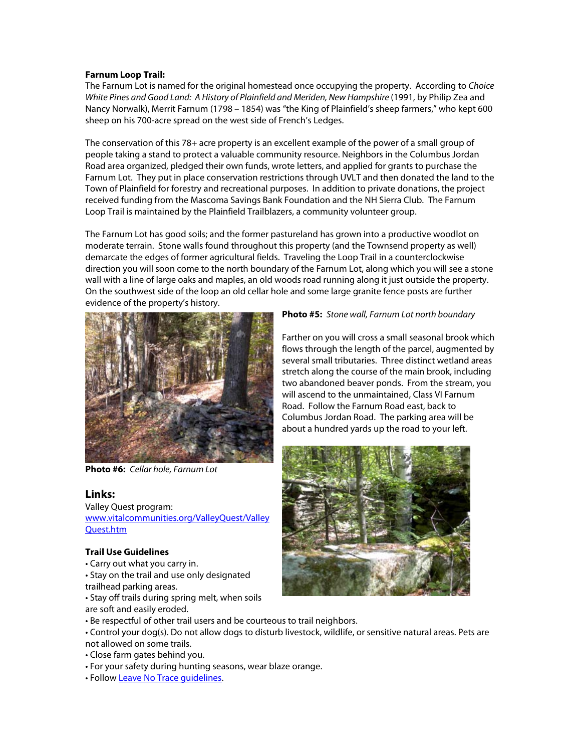**Farnum Loop Trail:**

The Farnum Lot is named for the original homestead once occupying the property. According to *Choice White Pines and Good Land: A History of Plainfield and Meriden, New Hampshire* (1991, by Philip Zea and Nancy Norwalk), Merrit Farnum (1798 – 1854) was "the King of Plainfield's sheep farmers," who kept 600 sheep on his 700-acre spread on the west side of French's Ledges.

The conservation of this 78+ acre property is an excellent example of the power of a small group of people taking a stand to protect a valuable community resource. Neighbors in the Columbus Jordan Road area organized, pledged their own funds, wrote letters, and applied for grants to purchase the Farnum Lot. They put in place conservation restrictions through UVLT and then donated the land to the Town of Plainfield for forestry and recreational purposes. In addition to private donations, the project received funding from the Mascoma Savings Bank Foundation and the NH Sierra Club. The Farnum Loop Trail is maintained by the Plainfield Trailblazers, a community volunteer group.

The Farnum Lot has good soils; and the former pastureland has grown into a productive woodlot on moderate terrain. Stone walls found throughout this property (and the Townsend property as well) demarcate the edges of former agricultural fields. Traveling the Loop Trail in a counterclockwise direction you will soon come to the north boundary of the Farnum Lot, along which you will see a stone wall with a line of large oaks and maples, an old woods road running along it just outside the property. On the southwest side of the loop an old cellar hole and some large granite fence posts are further evidence of the property's history.

**Photo #5:** *Stone wall, Farnum Lot north boundary*

Farther on you will cross a small seasonal brook which flows through the length of the parcel, augmented by several small tributaries. Three distinct wetland areas stretch along the course of the main brook, including two abandoned beaver ponds. From the stream, you will ascend to the unmaintained, Class VI Farnum Road. Follow the Farnum Road east, back to Columbus Jordan Road. The parking area will be about a hundred yards up the road to your left.

**Photo #6:** *Cellar hole, Farnum Lot*

## Links:

Valley Quest program:
[www.vitalcommunities.org/ValleyQuest/ValleyQuest.htm](www.vitalcommunities.org/ValleyQuest/ValleyQuest.htm)

**Trail Use Guidelines**

- Carry out what you carry in.
- Stay on the trail and use only designated trailhead parking areas.
- Stay off trails during spring melt, when soils are soft and easily eroded.
- Be respectful of other trail users and be courteous to trail neighbors.
- Control your dog(s). Do not allow dogs to disturb livestock, wildlife, or sensitive natural areas. Pets are not allowed on some trails.
- Close farm gates behind you.
- For your safety during hunting seasons, wear blaze orange.
- Follow Leave No Trace guidelines.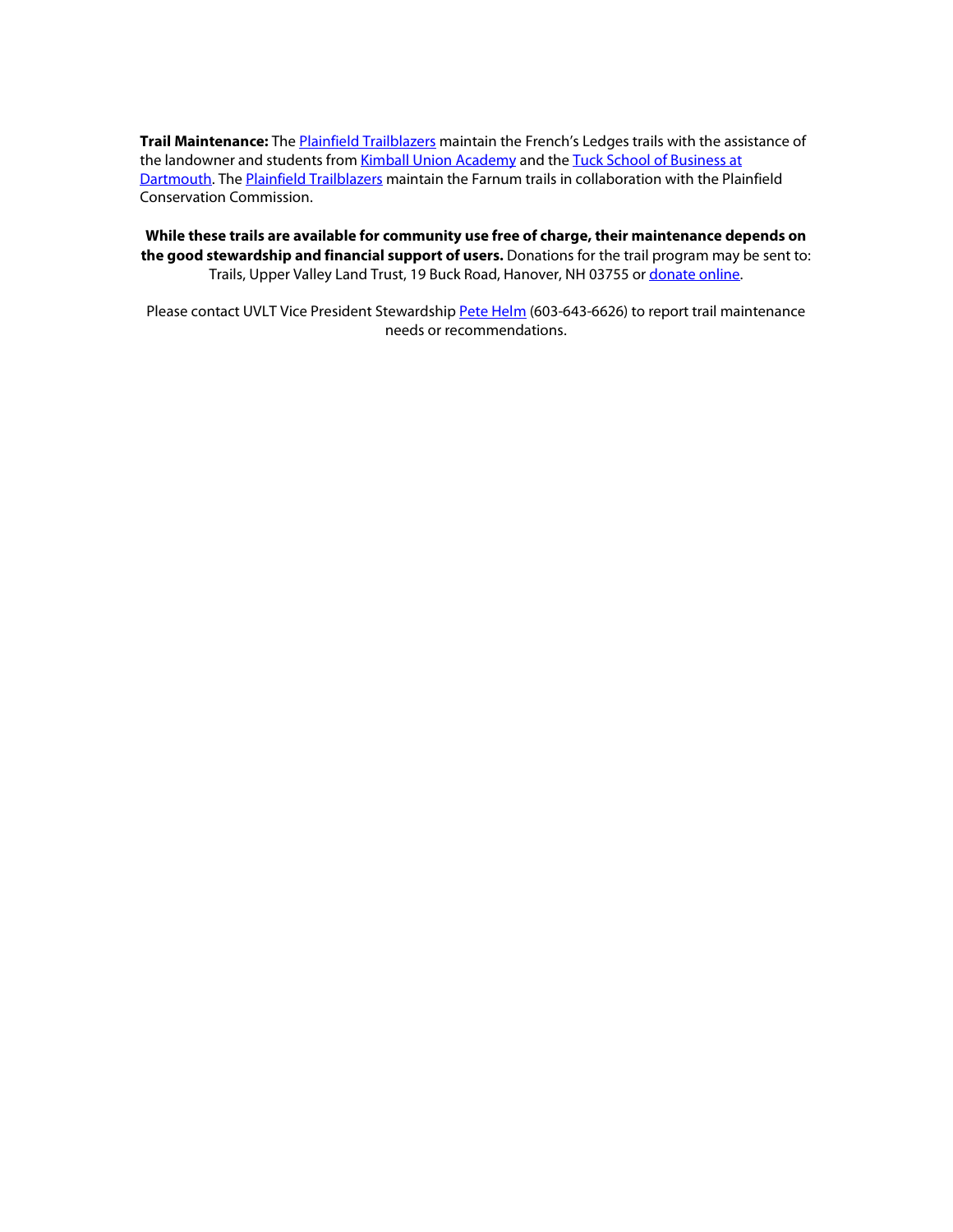**Trail Maintenance:** The Plainfield Trailblazers maintain the French's Ledges trails with the assistance of the landowner and students from Kimball Union Academy and the Tuck School of Business at Dartmouth. The Plainfield Trailblazers maintain the Farnum trails in collaboration with the Plainfield Conservation Commission.

**While these trails are available for community use free of charge, their maintenance depends on the good stewardship and financial support of users.** Donations for the trail program may be sent to: Trails, Upper Valley Land Trust, 19 Buck Road, Hanover, NH 03755 or donate online.

Please contact UVLT Vice President Stewardship Pete Helm (603-643-6626) to report trail maintenance needs or recommendations.